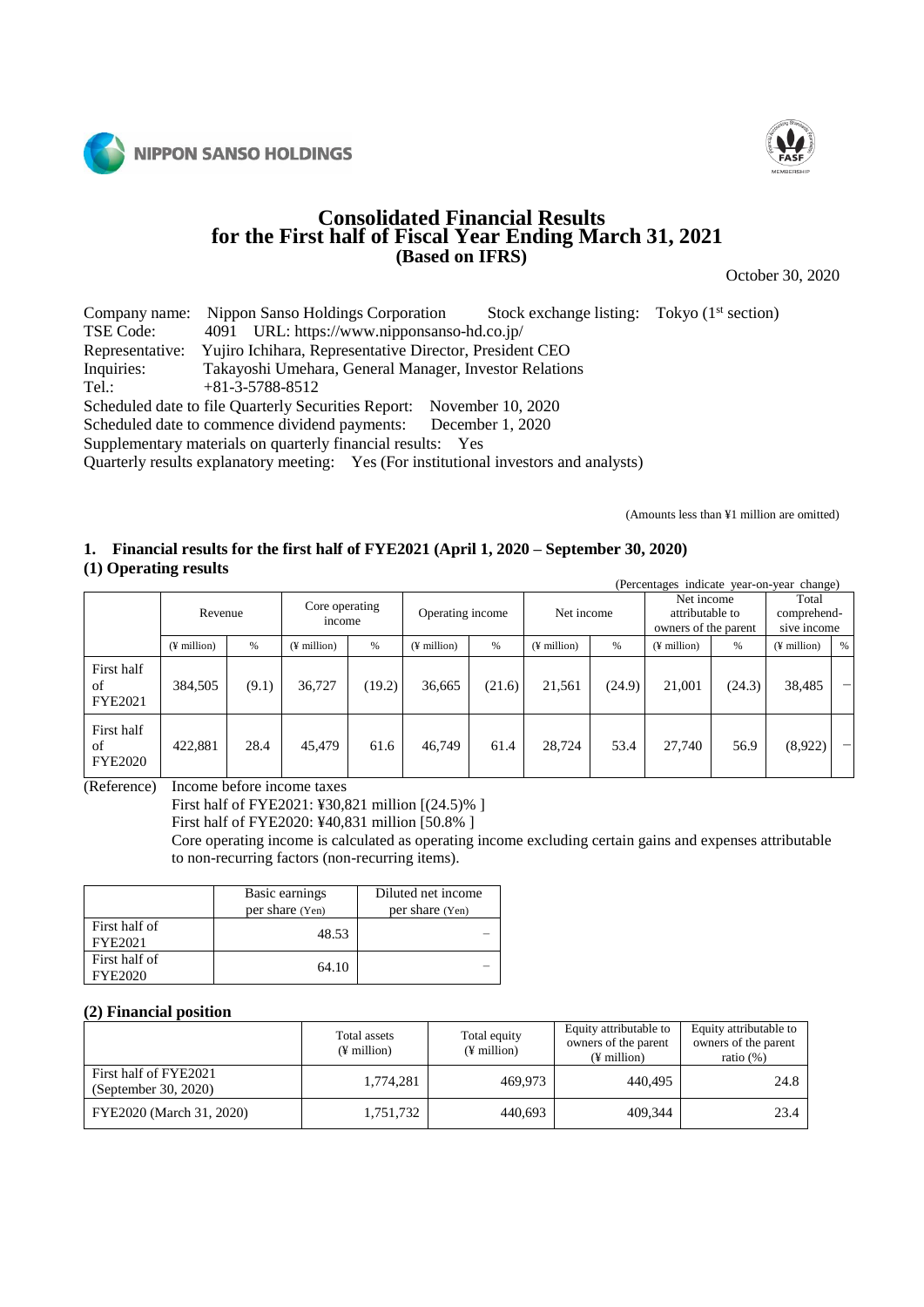# Consolidated Financial Results for the First half of Fiscal Year Ending March 31, 2021 (Based on IFRS)

October 30, 2020

Company name: Nippon Sanso Holdings Corporation Stock exchange listing: Tokyo (1st section)
TSE Code: 4091 URL: https://www.nipponsanso-hd.co.jp/
Representative: Yujiro Ichihara, Representative Director, President CEO
Inquiries: Takayoshi Umehara, General Manager, Investor Relations
Tel.: +81-3-5788-8512
Scheduled date to file Quarterly Securities Report: November 10, 2020
Scheduled date to commence dividend payments: December 1, 2020
Supplementary materials on quarterly financial results: Yes
Quarterly results explanatory meeting: Yes (For institutional investors and analysts)

(Amounts less than ¥1 million are omitted)

## 1. Financial results for the first half of FYE2021 (April 1, 2020 – September 30, 2020)

### (1) Operating results

(Percentages indicate year-on-year change)

| | Revenue | | Core operating income | | Operating income | | Net income | | Net income attributable to owners of the parent | | Total comprehensive income | |
|---|---|---|---|---|---|---|---|---|---|---|---|---|
| | (¥ million) | % | (¥ million) | % | (¥ million) | % | (¥ million) | % | (¥ million) | % | (¥ million) | % |
| First half of FYE2021 | 384,505 | (9.1) | 36,727 | (19.2) | 36,665 | (21.6) | 21,561 | (24.9) | 21,001 | (24.3) | 38,485 | – |
| First half of FYE2020 | 422,881 | 28.4 | 45,479 | 61.6 | 46,749 | 61.4 | 28,724 | 53.4 | 27,740 | 56.9 | (8,922) | – |

(Reference) Income before income taxes
First half of FYE2021: ¥30,821 million [(24.5)% ]
First half of FYE2020: ¥40,831 million [50.8% ]
Core operating income is calculated as operating income excluding certain gains and expenses attributable to non-recurring factors (non-recurring items).

| | Basic earnings per share (Yen) | Diluted net income per share (Yen) |
|---|---|---|
| First half of FYE2021 | 48.53 | – |
| First half of FYE2020 | 64.10 | – |

### (2) Financial position

| | Total assets (¥ million) | Total equity (¥ million) | Equity attributable to owners of the parent (¥ million) | Equity attributable to owners of the parent ratio (%) |
|---|---|---|---|---|
| First half of FYE2021 (September 30, 2020) | 1,774,281 | 469,973 | 440,495 | 24.8 |
| FYE2020 (March 31, 2020) | 1,751,732 | 440,693 | 409,344 | 23.4 |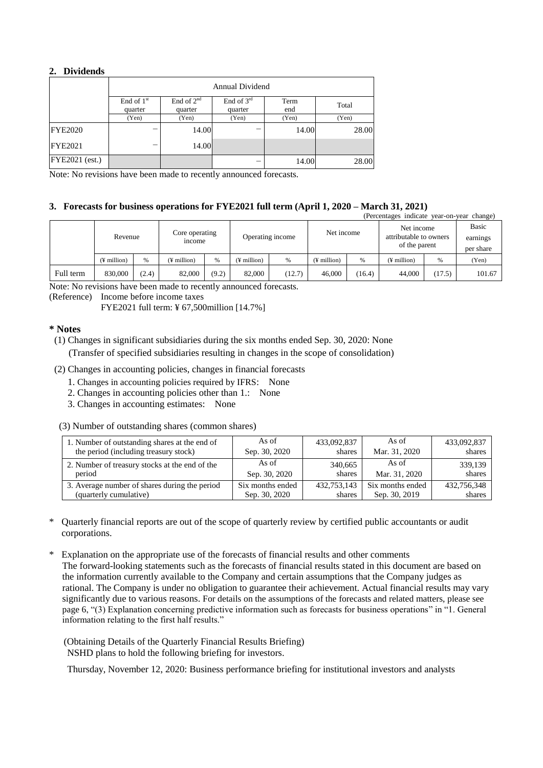## 2. Dividends

| | Annual Dividend | | | | |
|---|---|---|---|---|---|
| | End of 1st quarter | End of 2nd quarter | End of 3rd quarter | Term end | Total |
| | (Yen) | (Yen) | (Yen) | (Yen) | (Yen) |
| FYE2020 | – | 14.00 | – | 14.00 | 28.00 |
| FYE2021 | – | 14.00 | | | |
| FYE2021 (est.) | | | – | 14.00 | 28.00 |

Note: No revisions have been made to recently announced forecasts.

## 3. Forecasts for business operations for FYE2021 full term (April 1, 2020 – March 31, 2021)

(Percentages indicate year-on-year change)

| | Revenue | | Core operating income | | Operating income | | Net income | | Net income attributable to owners of the parent | | Basic earnings per share |
|---|---|---|---|---|---|---|---|---|---|---|---|
| | (¥ million) | % | (¥ million) | % | (¥ million) | % | (¥ million) | % | (¥ million) | % | (Yen) |
| Full term | 830,000 | (2.4) | 82,000 | (9.2) | 82,000 | (12.7) | 46,000 | (16.4) | 44,000 | (17.5) | 101.67 |

Note: No revisions have been made to recently announced forecasts.

(Reference) Income before income taxes

FYE2021 full term: ¥ 67,500million [14.7%]

**\* Notes**

(1) Changes in significant subsidiaries during the six months ended Sep. 30, 2020: None
(Transfer of specified subsidiaries resulting in changes in the scope of consolidation)

(2) Changes in accounting policies, changes in financial forecasts

1. Changes in accounting policies required by IFRS: None
2. Changes in accounting policies other than 1.: None
3. Changes in accounting estimates: None

(3) Number of outstanding shares (common shares)

| | | | | |
|---|---|---|---|---|
| 1. Number of outstanding shares at the end of the period (including treasury stock) | As of Sep. 30, 2020 | 433,092,837 shares | As of Mar. 31, 2020 | 433,092,837 shares |
| 2. Number of treasury stocks at the end of the period | As of Sep. 30, 2020 | 340,665 shares | As of Mar. 31, 2020 | 339,139 shares |
| 3. Average number of shares during the period (quarterly cumulative) | Six months ended Sep. 30, 2020 | 432,753,143 shares | Six months ended Sep. 30, 2019 | 432,756,348 shares |

\* Quarterly financial reports are out of the scope of quarterly review by certified public accountants or audit corporations.

\* Explanation on the appropriate use of the forecasts of financial results and other comments
The forward-looking statements such as the forecasts of financial results stated in this document are based on the information currently available to the Company and certain assumptions that the Company judges as rational. The Company is under no obligation to guarantee their achievement. Actual financial results may vary significantly due to various reasons. For details on the assumptions of the forecasts and related matters, please see page 6, "(3) Explanation concerning predictive information such as forecasts for business operations" in "1. General information relating to the first half results."

(Obtaining Details of the Quarterly Financial Results Briefing)
NSHD plans to hold the following briefing for investors.

Thursday, November 12, 2020: Business performance briefing for institutional investors and analysts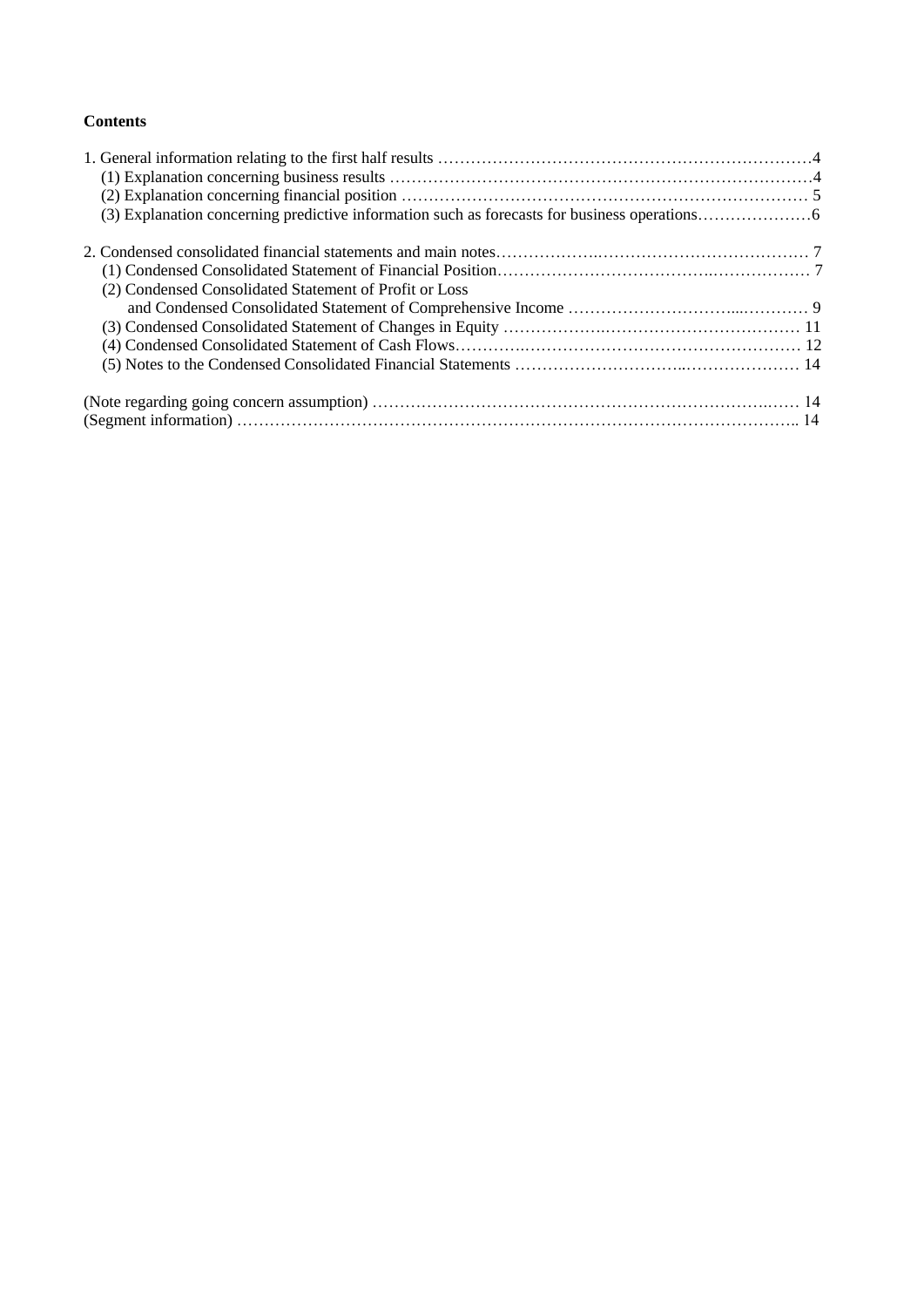**Contents**

1. General information relating to the first half results ……………………………………………………………4
   (1) Explanation concerning business results ……………………………………………………………………4
   (2) Explanation concerning financial position ………………………………………………………………… 5
   (3) Explanation concerning predictive information such as forecasts for business operations…………………6

2. Condensed consolidated financial statements and main notes……………………………………………… 7
   (1) Condensed Consolidated Statement of Financial Position………………………………………………… 7
   (2) Condensed Consolidated Statement of Profit or Loss
   and Condensed Consolidated Statement of Comprehensive Income …………………………...………… 9
   (3) Condensed Consolidated Statement of Changes in Equity ……………………………………………… 11
   (4) Condensed Consolidated Statement of Cash Flows…………………………………………………… 12
   (5) Notes to the Condensed Consolidated Financial Statements …………………………..………………… 14

(Note regarding going concern assumption) ……………………………………………………………..…… 14
(Segment information) ……………………………………………………………………………………….. 14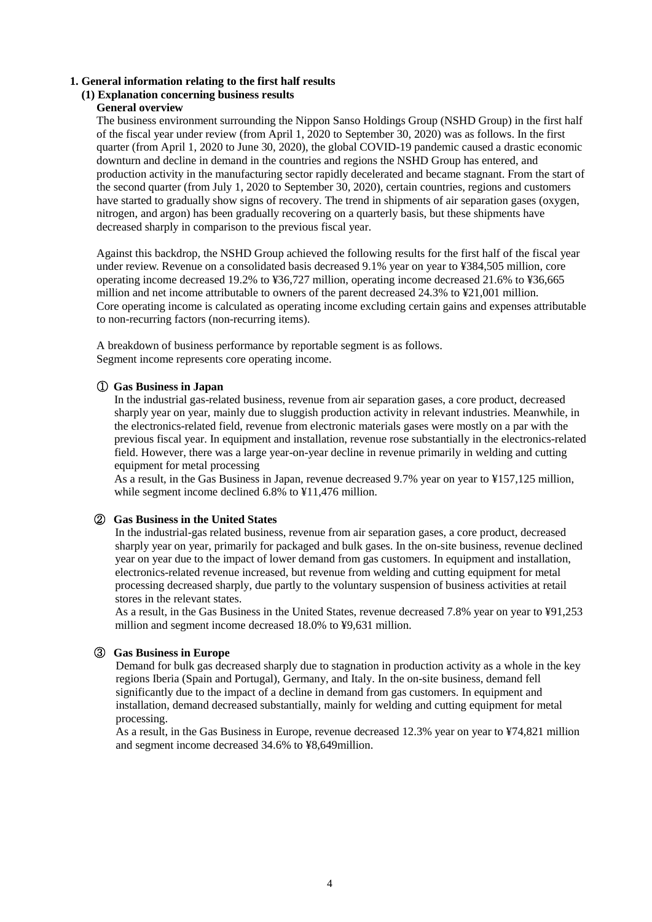## 1. General information relating to the first half results

### (1) Explanation concerning business results

**General overview**

The business environment surrounding the Nippon Sanso Holdings Group (NSHD Group) in the first half of the fiscal year under review (from April 1, 2020 to September 30, 2020) was as follows. In the first quarter (from April 1, 2020 to June 30, 2020), the global COVID-19 pandemic caused a drastic economic downturn and decline in demand in the countries and regions the NSHD Group has entered, and production activity in the manufacturing sector rapidly decelerated and became stagnant. From the start of the second quarter (from July 1, 2020 to September 30, 2020), certain countries, regions and customers have started to gradually show signs of recovery. The trend in shipments of air separation gases (oxygen, nitrogen, and argon) has been gradually recovering on a quarterly basis, but these shipments have decreased sharply in comparison to the previous fiscal year.

Against this backdrop, the NSHD Group achieved the following results for the first half of the fiscal year under review. Revenue on a consolidated basis decreased 9.1% year on year to ¥384,505 million, core operating income decreased 19.2% to ¥36,727 million, operating income decreased 21.6% to ¥36,665 million and net income attributable to owners of the parent decreased 24.3% to ¥21,001 million. Core operating income is calculated as operating income excluding certain gains and expenses attributable to non-recurring factors (non-recurring items).

A breakdown of business performance by reportable segment is as follows.
Segment income represents core operating income.

**① Gas Business in Japan**

In the industrial gas-related business, revenue from air separation gases, a core product, decreased sharply year on year, mainly due to sluggish production activity in relevant industries. Meanwhile, in the electronics-related field, revenue from electronic materials gases were mostly on a par with the previous fiscal year. In equipment and installation, revenue rose substantially in the electronics-related field. However, there was a large year-on-year decline in revenue primarily in welding and cutting equipment for metal processing

As a result, in the Gas Business in Japan, revenue decreased 9.7% year on year to ¥157,125 million, while segment income declined 6.8% to ¥11,476 million.

**② Gas Business in the United States**

In the industrial-gas related business, revenue from air separation gases, a core product, decreased sharply year on year, primarily for packaged and bulk gases. In the on-site business, revenue declined year on year due to the impact of lower demand from gas customers. In equipment and installation, electronics-related revenue increased, but revenue from welding and cutting equipment for metal processing decreased sharply, due partly to the voluntary suspension of business activities at retail stores in the relevant states.

As a result, in the Gas Business in the United States, revenue decreased 7.8% year on year to ¥91,253 million and segment income decreased 18.0% to ¥9,631 million.

**③ Gas Business in Europe**

Demand for bulk gas decreased sharply due to stagnation in production activity as a whole in the key regions Iberia (Spain and Portugal), Germany, and Italy. In the on-site business, demand fell significantly due to the impact of a decline in demand from gas customers. In equipment and installation, demand decreased substantially, mainly for welding and cutting equipment for metal processing.

As a result, in the Gas Business in Europe, revenue decreased 12.3% year on year to ¥74,821 million and segment income decreased 34.6% to ¥8,649million.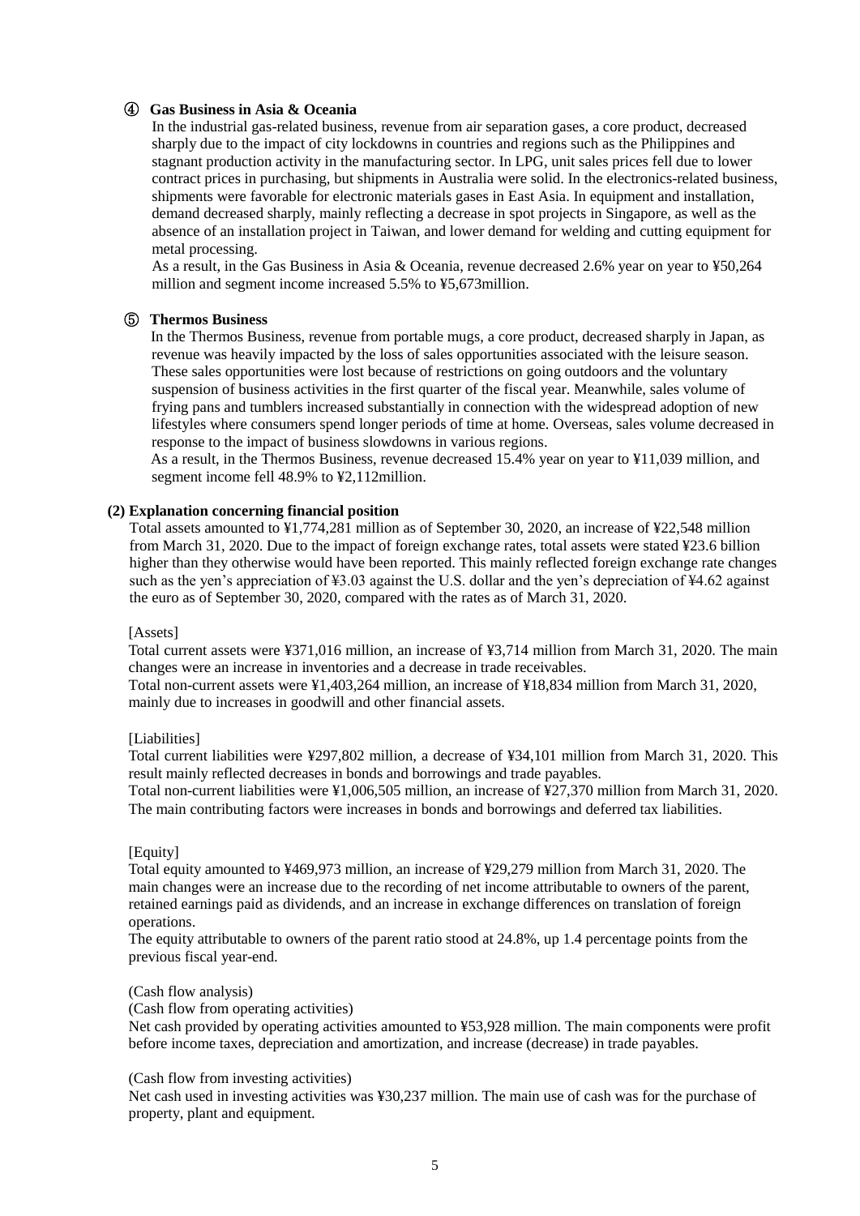#### ④ Gas Business in Asia & Oceania

In the industrial gas-related business, revenue from air separation gases, a core product, decreased sharply due to the impact of city lockdowns in countries and regions such as the Philippines and stagnant production activity in the manufacturing sector. In LPG, unit sales prices fell due to lower contract prices in purchasing, but shipments in Australia were solid. In the electronics-related business, shipments were favorable for electronic materials gases in East Asia. In equipment and installation, demand decreased sharply, mainly reflecting a decrease in spot projects in Singapore, as well as the absence of an installation project in Taiwan, and lower demand for welding and cutting equipment for metal processing.

As a result, in the Gas Business in Asia & Oceania, revenue decreased 2.6% year on year to ¥50,264 million and segment income increased 5.5% to ¥5,673million.

#### ⑤ Thermos Business

In the Thermos Business, revenue from portable mugs, a core product, decreased sharply in Japan, as revenue was heavily impacted by the loss of sales opportunities associated with the leisure season. These sales opportunities were lost because of restrictions on going outdoors and the voluntary suspension of business activities in the first quarter of the fiscal year. Meanwhile, sales volume of frying pans and tumblers increased substantially in connection with the widespread adoption of new lifestyles where consumers spend longer periods of time at home. Overseas, sales volume decreased in response to the impact of business slowdowns in various regions.

As a result, in the Thermos Business, revenue decreased 15.4% year on year to ¥11,039 million, and segment income fell 48.9% to ¥2,112million.

### (2) Explanation concerning financial position

Total assets amounted to ¥1,774,281 million as of September 30, 2020, an increase of ¥22,548 million from March 31, 2020. Due to the impact of foreign exchange rates, total assets were stated ¥23.6 billion higher than they otherwise would have been reported. This mainly reflected foreign exchange rate changes such as the yen's appreciation of ¥3.03 against the U.S. dollar and the yen's depreciation of ¥4.62 against the euro as of September 30, 2020, compared with the rates as of March 31, 2020.

[Assets]

Total current assets were ¥371,016 million, an increase of ¥3,714 million from March 31, 2020. The main changes were an increase in inventories and a decrease in trade receivables.

Total non-current assets were ¥1,403,264 million, an increase of ¥18,834 million from March 31, 2020, mainly due to increases in goodwill and other financial assets.

[Liabilities]

Total current liabilities were ¥297,802 million, a decrease of ¥34,101 million from March 31, 2020. This result mainly reflected decreases in bonds and borrowings and trade payables.

Total non-current liabilities were ¥1,006,505 million, an increase of ¥27,370 million from March 31, 2020. The main contributing factors were increases in bonds and borrowings and deferred tax liabilities.

[Equity]

Total equity amounted to ¥469,973 million, an increase of ¥29,279 million from March 31, 2020. The main changes were an increase due to the recording of net income attributable to owners of the parent, retained earnings paid as dividends, and an increase in exchange differences on translation of foreign operations.

The equity attributable to owners of the parent ratio stood at 24.8%, up 1.4 percentage points from the previous fiscal year-end.

(Cash flow analysis)

(Cash flow from operating activities)

Net cash provided by operating activities amounted to ¥53,928 million. The main components were profit before income taxes, depreciation and amortization, and increase (decrease) in trade payables.

(Cash flow from investing activities)

Net cash used in investing activities was ¥30,237 million. The main use of cash was for the purchase of property, plant and equipment.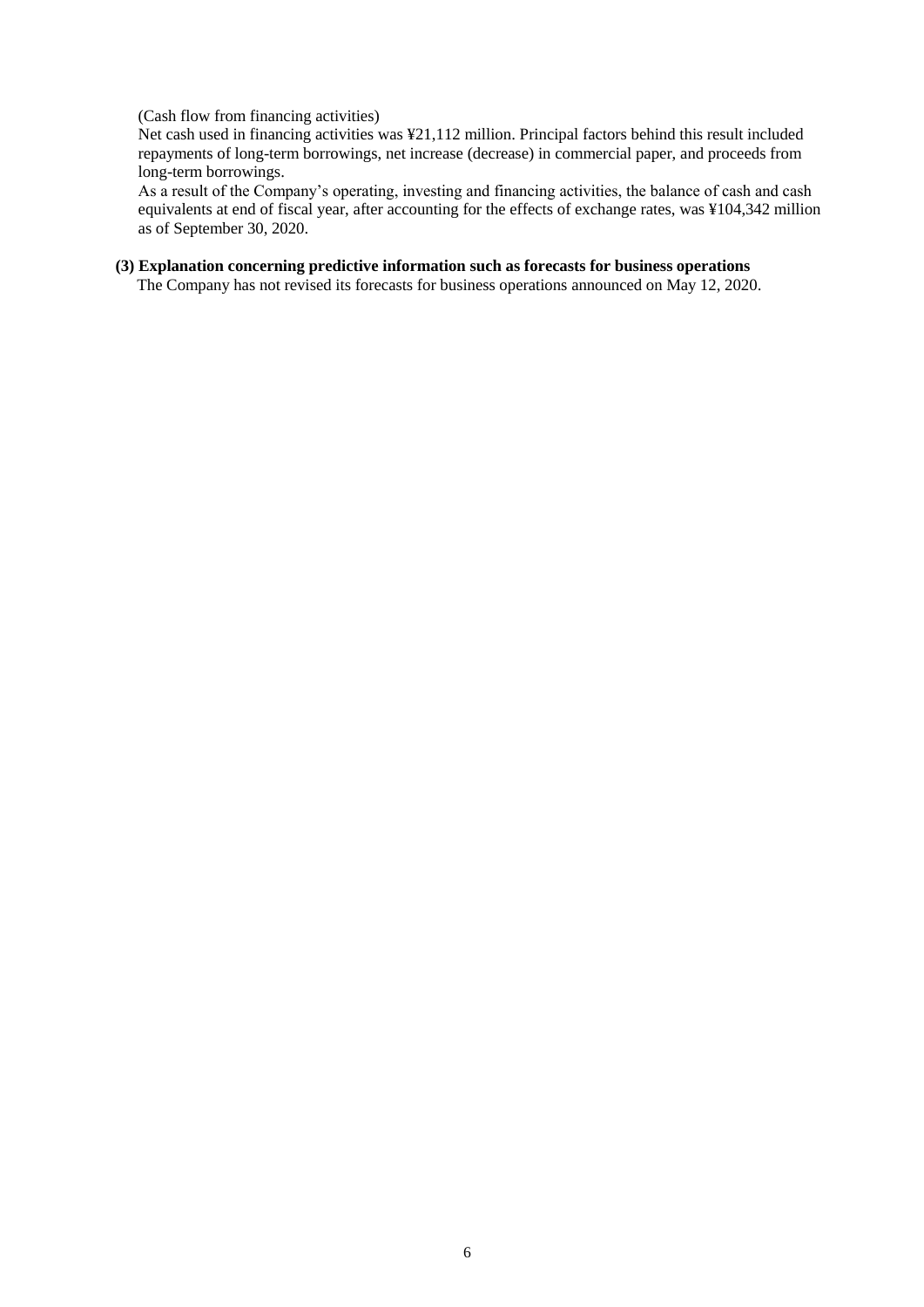(Cash flow from financing activities)

Net cash used in financing activities was ¥21,112 million. Principal factors behind this result included repayments of long-term borrowings, net increase (decrease) in commercial paper, and proceeds from long-term borrowings.

As a result of the Company's operating, investing and financing activities, the balance of cash and cash equivalents at end of fiscal year, after accounting for the effects of exchange rates, was ¥104,342 million as of September 30, 2020.

### (3) Explanation concerning predictive information such as forecasts for business operations

The Company has not revised its forecasts for business operations announced on May 12, 2020.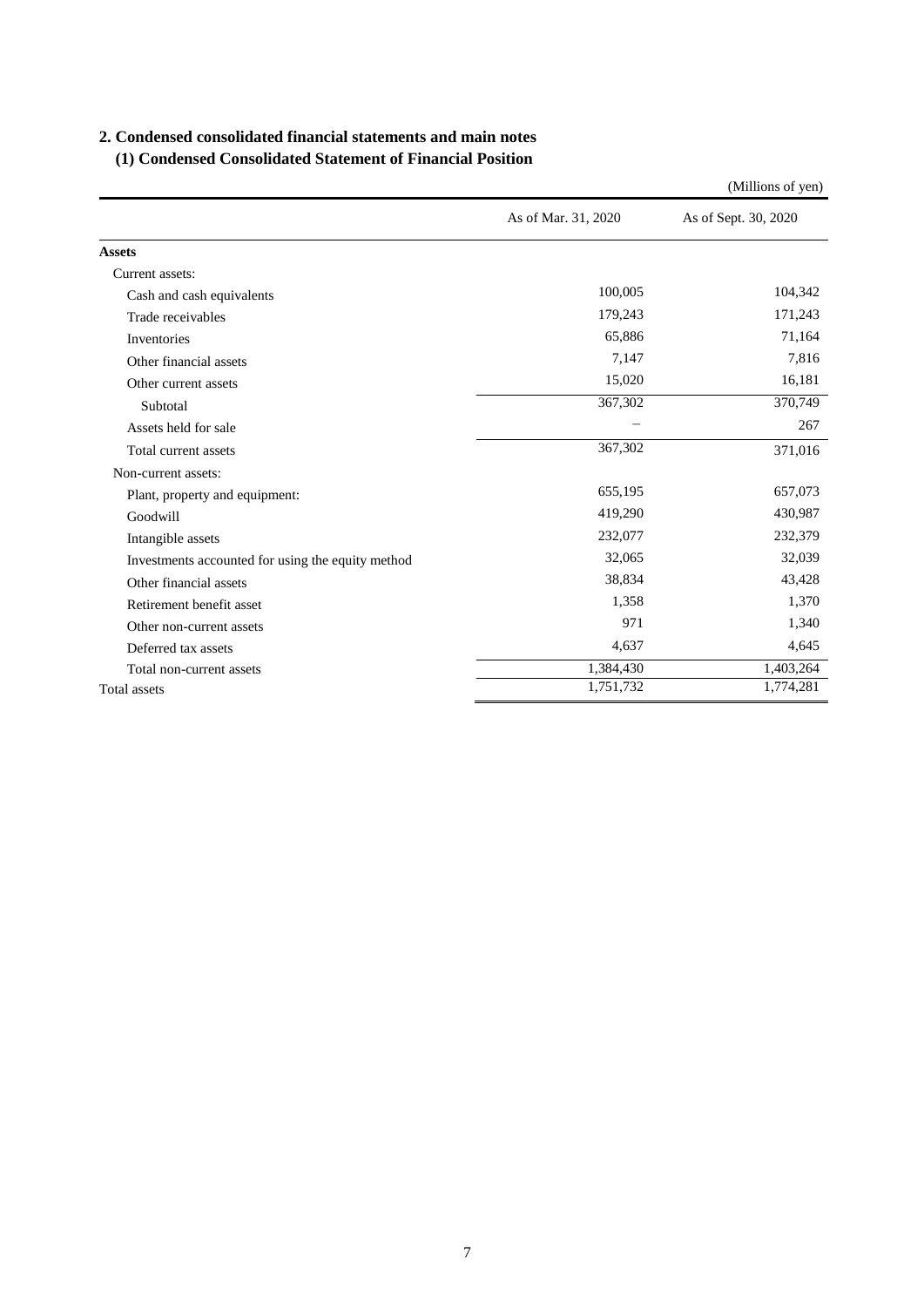## 2. Condensed consolidated financial statements and main notes

### (1) Condensed Consolidated Statement of Financial Position

(Millions of yen)

| | As of Mar. 31, 2020 | As of Sept. 30, 2020 |
|---|---|---|
| **Assets** | | |
| Current assets: | | |
| Cash and cash equivalents | 100,005 | 104,342 |
| Trade receivables | 179,243 | 171,243 |
| Inventories | 65,886 | 71,164 |
| Other financial assets | 7,147 | 7,816 |
| Other current assets | 15,020 | 16,181 |
| Subtotal | 367,302 | 370,749 |
| Assets held for sale | − | 267 |
| Total current assets | 367,302 | 371,016 |
| Non-current assets: | | |
| Plant, property and equipment: | 655,195 | 657,073 |
| Goodwill | 419,290 | 430,987 |
| Intangible assets | 232,077 | 232,379 |
| Investments accounted for using the equity method | 32,065 | 32,039 |
| Other financial assets | 38,834 | 43,428 |
| Retirement benefit asset | 1,358 | 1,370 |
| Other non-current assets | 971 | 1,340 |
| Deferred tax assets | 4,637 | 4,645 |
| Total non-current assets | 1,384,430 | 1,403,264 |
| Total assets | 1,751,732 | 1,774,281 |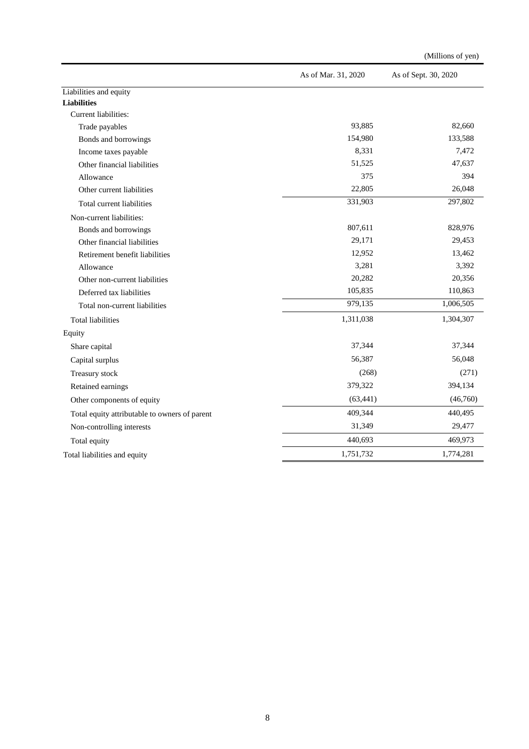(Millions of yen)

| | As of Mar. 31, 2020 | As of Sept. 30, 2020 |
|---|---|---|
| Liabilities and equity | | |
| **Liabilities** | | |
| Current liabilities: | | |
| Trade payables | 93,885 | 82,660 |
| Bonds and borrowings | 154,980 | 133,588 |
| Income taxes payable | 8,331 | 7,472 |
| Other financial liabilities | 51,525 | 47,637 |
| Allowance | 375 | 394 |
| Other current liabilities | 22,805 | 26,048 |
| Total current liabilities | 331,903 | 297,802 |
| Non-current liabilities: | | |
| Bonds and borrowings | 807,611 | 828,976 |
| Other financial liabilities | 29,171 | 29,453 |
| Retirement benefit liabilities | 12,952 | 13,462 |
| Allowance | 3,281 | 3,392 |
| Other non-current liabilities | 20,282 | 20,356 |
| Deferred tax liabilities | 105,835 | 110,863 |
| Total non-current liabilities | 979,135 | 1,006,505 |
| Total liabilities | 1,311,038 | 1,304,307 |
| Equity | | |
| Share capital | 37,344 | 37,344 |
| Capital surplus | 56,387 | 56,048 |
| Treasury stock | (268) | (271) |
| Retained earnings | 379,322 | 394,134 |
| Other components of equity | (63,441) | (46,760) |
| Total equity attributable to owners of parent | 409,344 | 440,495 |
| Non-controlling interests | 31,349 | 29,477 |
| Total equity | 440,693 | 469,973 |
| Total liabilities and equity | 1,751,732 | 1,774,281 |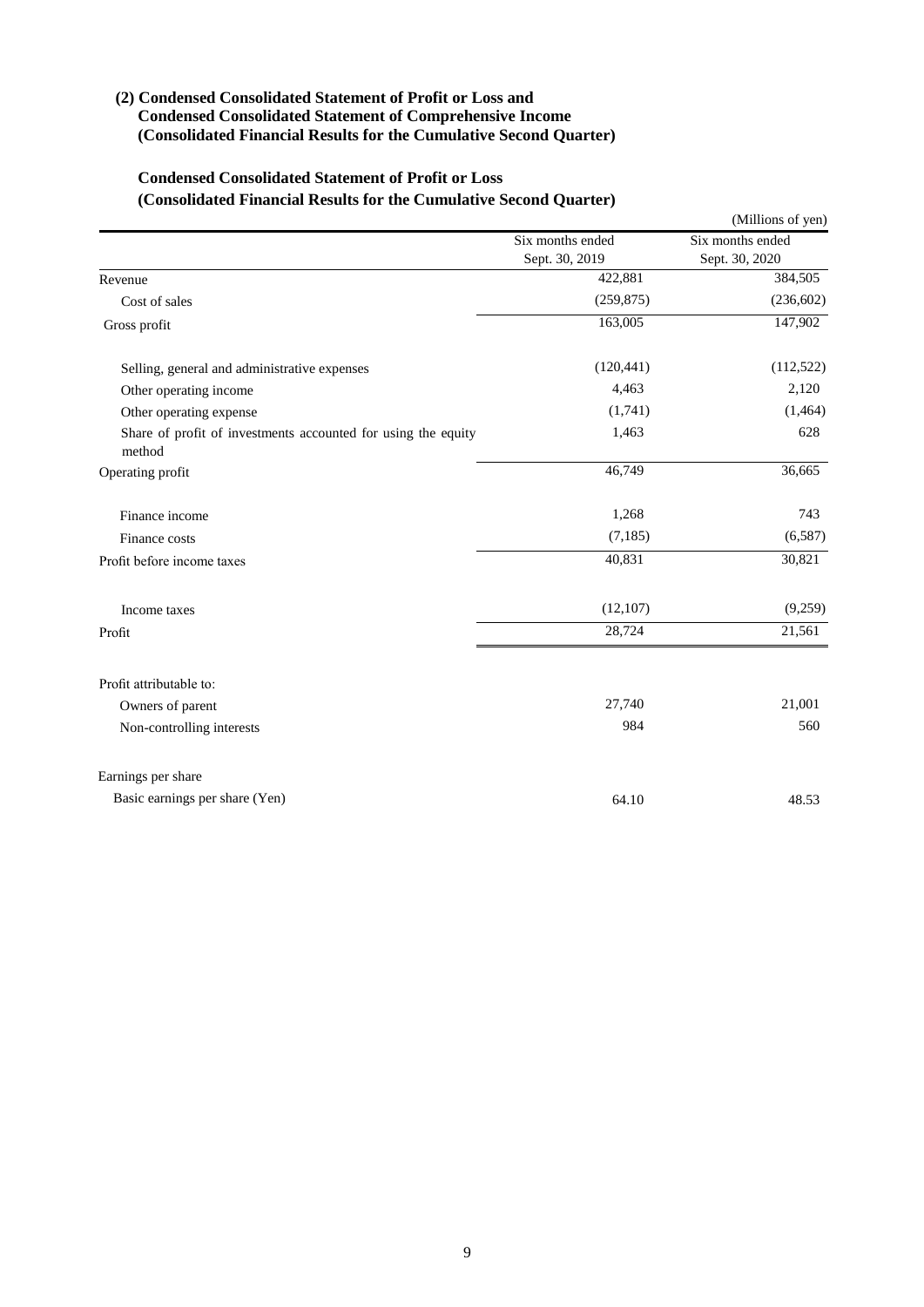### (2) Condensed Consolidated Statement of Profit or Loss and Condensed Consolidated Statement of Comprehensive Income (Consolidated Financial Results for the Cumulative Second Quarter)

#### Condensed Consolidated Statement of Profit or Loss (Consolidated Financial Results for the Cumulative Second Quarter)

(Millions of yen)

| | Six months ended Sept. 30, 2019 | Six months ended Sept. 30, 2020 |
|---|---|---|
| Revenue | 422,881 | 384,505 |
| Cost of sales | (259,875) | (236,602) |
| Gross profit | 163,005 | 147,902 |
| Selling, general and administrative expenses | (120,441) | (112,522) |
| Other operating income | 4,463 | 2,120 |
| Other operating expense | (1,741) | (1,464) |
| Share of profit of investments accounted for using the equity method | 1,463 | 628 |
| Operating profit | 46,749 | 36,665 |
| Finance income | 1,268 | 743 |
| Finance costs | (7,185) | (6,587) |
| Profit before income taxes | 40,831 | 30,821 |
| Income taxes | (12,107) | (9,259) |
| Profit | 28,724 | 21,561 |
| Profit attributable to: | | |
| Owners of parent | 27,740 | 21,001 |
| Non-controlling interests | 984 | 560 |
| Earnings per share | | |
| Basic earnings per share (Yen) | 64.10 | 48.53 |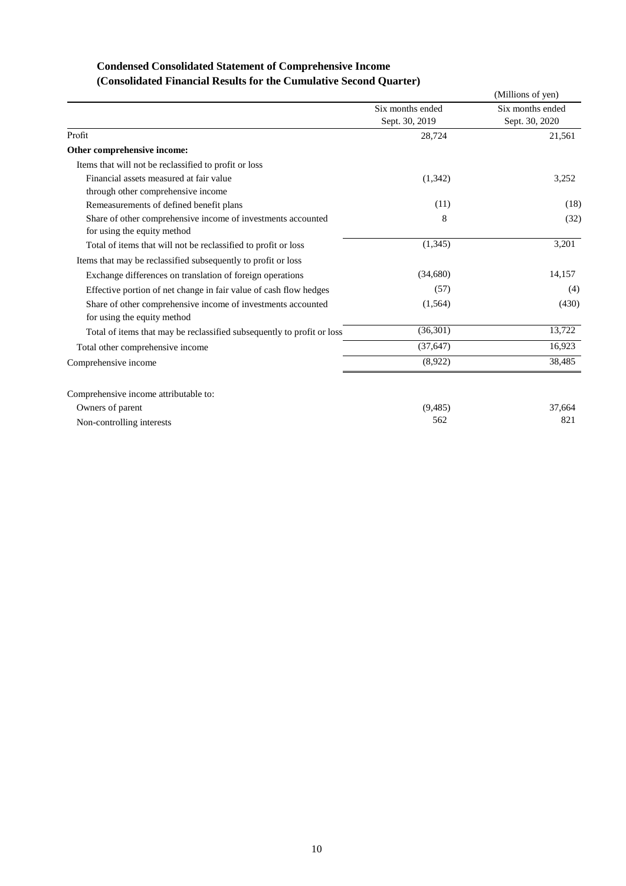## Condensed Consolidated Statement of Comprehensive Income
## (Consolidated Financial Results for the Cumulative Second Quarter)

(Millions of yen)

| | Six months ended Sept. 30, 2019 | Six months ended Sept. 30, 2020 |
|---|---|---|
| Profit | 28,724 | 21,561 |
| **Other comprehensive income:** | | |
| Items that will not be reclassified to profit or loss | | |
| Financial assets measured at fair value through other comprehensive income | (1,342) | 3,252 |
| Remeasurements of defined benefit plans | (11) | (18) |
| Share of other comprehensive income of investments accounted for using the equity method | 8 | (32) |
| Total of items that will not be reclassified to profit or loss | (1,345) | 3,201 |
| Items that may be reclassified subsequently to profit or loss | | |
| Exchange differences on translation of foreign operations | (34,680) | 14,157 |
| Effective portion of net change in fair value of cash flow hedges | (57) | (4) |
| Share of other comprehensive income of investments accounted for using the equity method | (1,564) | (430) |
| Total of items that may be reclassified subsequently to profit or loss | (36,301) | 13,722 |
| Total other comprehensive income | (37,647) | 16,923 |
| Comprehensive income | (8,922) | 38,485 |
| | | |
| Comprehensive income attributable to: | | |
| Owners of parent | (9,485) | 37,664 |
| Non-controlling interests | 562 | 821 |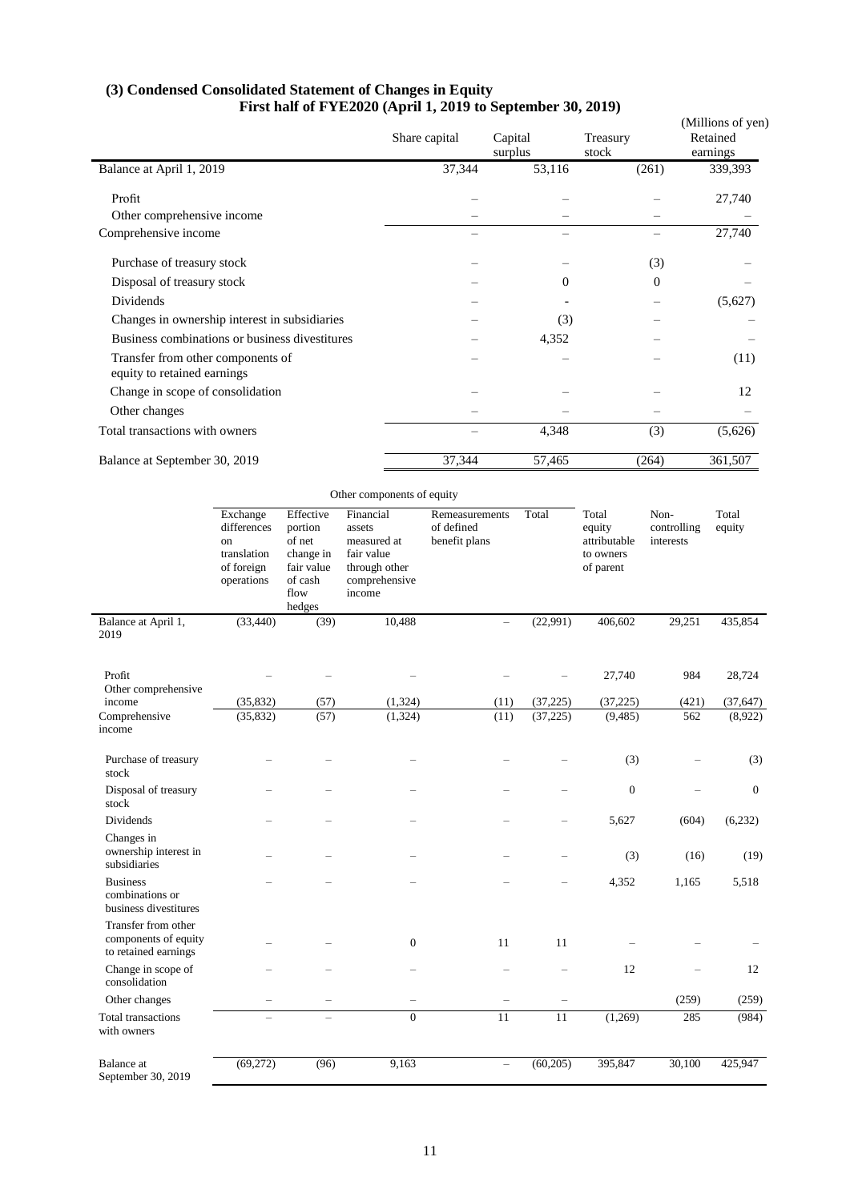### (3) Condensed Consolidated Statement of Changes in Equity

**First half of FYE2020 (April 1, 2019 to September 30, 2019)**

(Millions of yen)

| | Share capital | Capital surplus | Treasury stock | Retained earnings |
|---|---|---|---|---|
| Balance at April 1, 2019 | 37,344 | 53,116 | (261) | 339,393 |
| Profit | – | – | – | 27,740 |
| Other comprehensive income | – | – | – | – |
| Comprehensive income | – | – | – | 27,740 |
| Purchase of treasury stock | – | – | (3) | – |
| Disposal of treasury stock | – | 0 | 0 | – |
| Dividends | – | - | – | (5,627) |
| Changes in ownership interest in subsidiaries | – | (3) | – | – |
| Business combinations or business divestitures | – | 4,352 | – | – |
| Transfer from other components of equity to retained earnings | – | – | – | (11) |
| Change in scope of consolidation | – | – | – | 12 |
| Other changes | – | – | – | – |
| Total transactions with owners | – | 4,348 | (3) | (5,626) |
| Balance at September 30, 2019 | 37,344 | 57,465 | (264) | 361,507 |

| | Other components of equity | | | | | | | |
|---|---|---|---|---|---|---|---|---|
| | Exchange differences on translation of foreign operations | Effective portion of net change in fair value of cash flow hedges | Financial assets measured at fair value through other comprehensive income | Remeasurements of defined benefit plans | Total | Total equity attributable to owners of parent | Non-controlling interests | Total equity |
| Balance at April 1, 2019 | (33,440) | (39) | 10,488 | – | (22,991) | 406,602 | 29,251 | 435,854 |
| Profit | – | – | – | – | – | 27,740 | 984 | 28,724 |
| Other comprehensive income | (35,832) | (57) | (1,324) | (11) | (37,225) | (37,225) | (421) | (37,647) |
| Comprehensive income | (35,832) | (57) | (1,324) | (11) | (37,225) | (9,485) | 562 | (8,922) |
| Purchase of treasury stock | – | – | – | – | – | (3) | – | (3) |
| Disposal of treasury stock | – | – | – | – | – | 0 | – | 0 |
| Dividends | – | – | – | – | – | 5,627 | (604) | (6,232) |
| Changes in ownership interest in subsidiaries | – | – | – | – | – | (3) | (16) | (19) |
| Business combinations or business divestitures | – | – | – | – | – | 4,352 | 1,165 | 5,518 |
| Transfer from other components of equity to retained earnings | – | – | 0 | 11 | 11 | – | – | – |
| Change in scope of consolidation | – | – | – | – | – | 12 | – | 12 |
| Other changes | – | – | – | – | – | | (259) | (259) |
| Total transactions with owners | – | – | 0 | 11 | 11 | (1,269) | 285 | (984) |
| Balance at September 30, 2019 | (69,272) | (96) | 9,163 | – | (60,205) | 395,847 | 30,100 | 425,947 |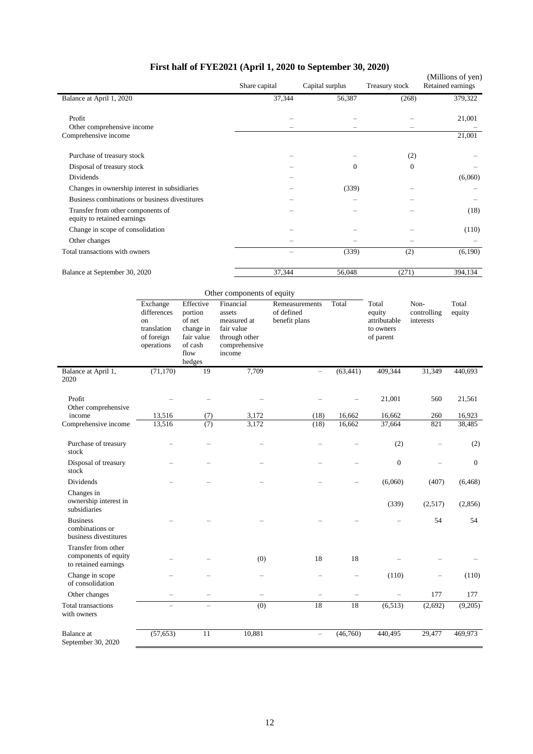## First half of FYE2021 (April 1, 2020 to September 30, 2020)

(Millions of yen)

| | Share capital | Capital surplus | Treasury stock | Retained earnings |
|---|---|---|---|---|
| Balance at April 1, 2020 | 37,344 | 56,387 | (268) | 379,322 |
| Profit | – | – | – | 21,001 |
| Other comprehensive income | – | – | – | – |
| Comprehensive income | | | | 21,001 |
| Purchase of treasury stock | – | – | (2) | – |
| Disposal of treasury stock | – | 0 | 0 | – |
| Dividends | – | | | (6,060) |
| Changes in ownership interest in subsidiaries | – | (339) | – | – |
| Business combinations or business divestitures | – | – | – | – |
| Transfer from other components of equity to retained earnings | – | – | – | (18) |
| Change in scope of consolidation | – | – | – | (110) |
| Other changes | – | – | – | – |
| Total transactions with owners | – | (339) | (2) | (6,190) |
| Balance at September 30, 2020 | 37,344 | 56,048 | (271) | 394,134 |

| | Other components of equity | | | | | | | |
|---|---|---|---|---|---|---|---|---|
| | Exchange differences on translation of foreign operations | Effective portion of net change in fair value of cash flow hedges | Financial assets measured at fair value through other comprehensive income | Remeasurements of defined benefit plans | Total | Total equity attributable to owners of parent | Non-controlling interests | Total equity |
| Balance at April 1, 2020 | (71,170) | 19 | 7,709 | – | (63,441) | 409,344 | 31,349 | 440,693 |
| Profit | – | – | – | – | – | 21,001 | 560 | 21,561 |
| Other comprehensive income | 13,516 | (7) | 3,172 | (18) | 16,662 | 16,662 | 260 | 16,923 |
| Comprehensive income | 13,516 | (7) | 3,172 | (18) | 16,662 | 37,664 | 821 | 38,485 |
| Purchase of treasury stock | – | – | – | – | – | (2) | – | (2) |
| Disposal of treasury stock | – | – | – | – | – | 0 | – | 0 |
| Dividends | – | – | – | – | – | (6,060) | (407) | (6,468) |
| Changes in ownership interest in subsidiaries | | | | | | (339) | (2,517) | (2,856) |
| Business combinations or business divestitures | – | – | – | – | – | – | 54 | 54 |
| Transfer from other components of equity to retained earnings | – | – | (0) | 18 | 18 | – | – | – |
| Change in scope of consolidation | – | – | – | – | – | (110) | – | (110) |
| Other changes | – | – | – | – | – | – | 177 | 177 |
| Total transactions with owners | – | – | (0) | 18 | 18 | (6,513) | (2,692) | (9,205) |
| Balance at September 30, 2020 | (57,653) | 11 | 10,881 | – | (46,760) | 440,495 | 29,477 | 469,973 |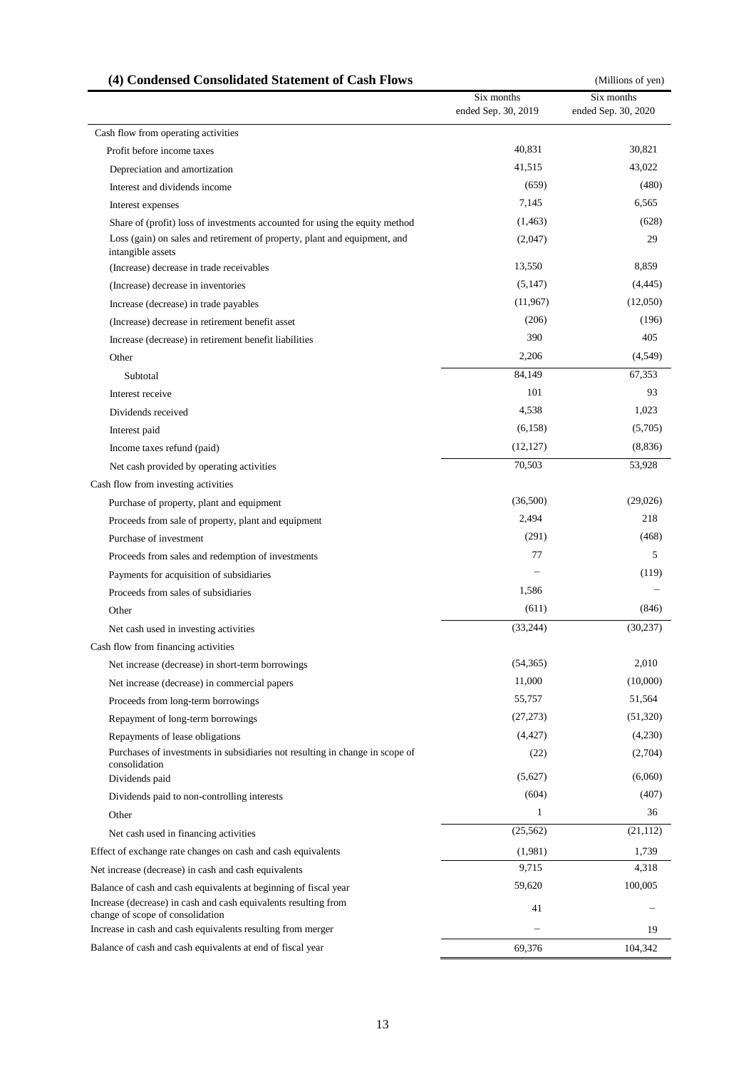### (4) Condensed Consolidated Statement of Cash Flows

(Millions of yen)

| | Six months ended Sep. 30, 2019 | Six months ended Sep. 30, 2020 |
|---|---|---|
| Cash flow from operating activities | | |
| Profit before income taxes | 40,831 | 30,821 |
| Depreciation and amortization | 41,515 | 43,022 |
| Interest and dividends income | (659) | (480) |
| Interest expenses | 7,145 | 6,565 |
| Share of (profit) loss of investments accounted for using the equity method | (1,463) | (628) |
| Loss (gain) on sales and retirement of property, plant and equipment, and intangible assets | (2,047) | 29 |
| (Increase) decrease in trade receivables | 13,550 | 8,859 |
| (Increase) decrease in inventories | (5,147) | (4,445) |
| Increase (decrease) in trade payables | (11,967) | (12,050) |
| (Increase) decrease in retirement benefit asset | (206) | (196) |
| Increase (decrease) in retirement benefit liabilities | 390 | 405 |
| Other | 2,206 | (4,549) |
| Subtotal | 84,149 | 67,353 |
| Interest receive | 101 | 93 |
| Dividends received | 4,538 | 1,023 |
| Interest paid | (6,158) | (5,705) |
| Income taxes refund (paid) | (12,127) | (8,836) |
| Net cash provided by operating activities | 70,503 | 53,928 |
| Cash flow from investing activities | | |
| Purchase of property, plant and equipment | (36,500) | (29,026) |
| Proceeds from sale of property, plant and equipment | 2,494 | 218 |
| Purchase of investment | (291) | (468) |
| Proceeds from sales and redemption of investments | 77 | 5 |
| Payments for acquisition of subsidiaries | − | (119) |
| Proceeds from sales of subsidiaries | 1,586 | − |
| Other | (611) | (846) |
| Net cash used in investing activities | (33,244) | (30,237) |
| Cash flow from financing activities | | |
| Net increase (decrease) in short-term borrowings | (54,365) | 2,010 |
| Net increase (decrease) in commercial papers | 11,000 | (10,000) |
| Proceeds from long-term borrowings | 55,757 | 51,564 |
| Repayment of long-term borrowings | (27,273) | (51,320) |
| Repayments of lease obligations | (4,427) | (4,230) |
| Purchases of investments in subsidiaries not resulting in change in scope of consolidation | (22) | (2,704) |
| Dividends paid | (5,627) | (6,060) |
| Dividends paid to non-controlling interests | (604) | (407) |
| Other | 1 | 36 |
| Net cash used in financing activities | (25,562) | (21,112) |
| Effect of exchange rate changes on cash and cash equivalents | (1,981) | 1,739 |
| Net increase (decrease) in cash and cash equivalents | 9,715 | 4,318 |
| Balance of cash and cash equivalents at beginning of fiscal year | 59,620 | 100,005 |
| Increase (decrease) in cash and cash equivalents resulting from change of scope of consolidation | 41 | − |
| Increase in cash and cash equivalents resulting from merger | − | 19 |
| Balance of cash and cash equivalents at end of fiscal year | 69,376 | 104,342 |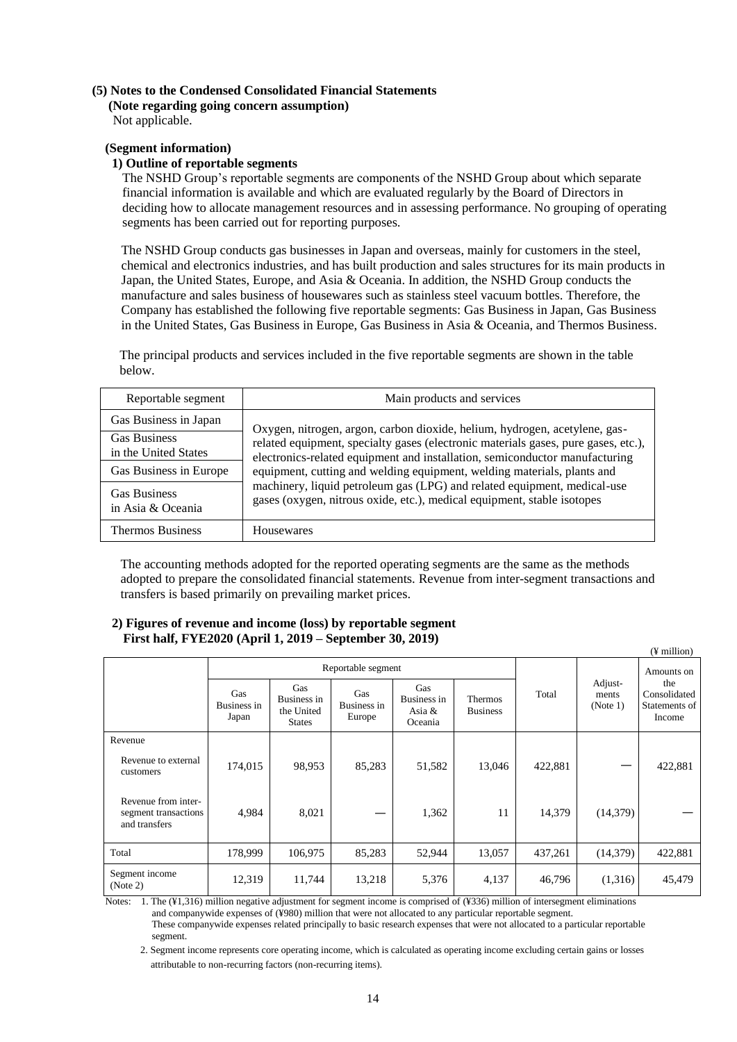### (5) Notes to the Condensed Consolidated Financial Statements

**(Note regarding going concern assumption)**

Not applicable.

**(Segment information)**

**1) Outline of reportable segments**

The NSHD Group's reportable segments are components of the NSHD Group about which separate financial information is available and which are evaluated regularly by the Board of Directors in deciding how to allocate management resources and in assessing performance. No grouping of operating segments has been carried out for reporting purposes.

The NSHD Group conducts gas businesses in Japan and overseas, mainly for customers in the steel, chemical and electronics industries, and has built production and sales structures for its main products in Japan, the United States, Europe, and Asia & Oceania. In addition, the NSHD Group conducts the manufacture and sales business of housewares such as stainless steel vacuum bottles. Therefore, the Company has established the following five reportable segments: Gas Business in Japan, Gas Business in the United States, Gas Business in Europe, Gas Business in Asia & Oceania, and Thermos Business.

The principal products and services included in the five reportable segments are shown in the table below.

| Reportable segment | Main products and services |
|---|---|
| Gas Business in Japan | Oxygen, nitrogen, argon, carbon dioxide, helium, hydrogen, acetylene, gas-related equipment, specialty gases (electronic materials gases, pure gases, etc.), electronics-related equipment and installation, semiconductor manufacturing equipment, cutting and welding equipment, welding materials, plants and machinery, liquid petroleum gas (LPG) and related equipment, medical-use gases (oxygen, nitrous oxide, etc.), medical equipment, stable isotopes |
| Gas Business in the United States | |
| Gas Business in Europe | |
| Gas Business in Asia & Oceania | |
| Thermos Business | Housewares |

The accounting methods adopted for the reported operating segments are the same as the methods adopted to prepare the consolidated financial statements. Revenue from inter-segment transactions and transfers is based primarily on prevailing market prices.

**2) Figures of revenue and income (loss) by reportable segment**
**First half, FYE2020 (April 1, 2019 – September 30, 2019)**

(¥ million)

| | Reportable segment | | | | | Total | Adjust-ments (Note 1) | Amounts on the Consolidated Statements of Income |
|---|---|---|---|---|---|---|---|---|
| | Gas Business in Japan | Gas Business in the United States | Gas Business in Europe | Gas Business in Asia & Oceania | Thermos Business | | | |
| Revenue | | | | | | | | |
| Revenue to external customers | 174,015 | 98,953 | 85,283 | 51,582 | 13,046 | 422,881 | — | 422,881 |
| Revenue from inter-segment transactions and transfers | 4,984 | 8,021 | — | 1,362 | 11 | 14,379 | (14,379) | — |
| Total | 178,999 | 106,975 | 85,283 | 52,944 | 13,057 | 437,261 | (14,379) | 422,881 |
| Segment income (Note 2) | 12,319 | 11,744 | 13,218 | 5,376 | 4,137 | 46,796 | (1,316) | 45,479 |

Notes: 1. The (¥1,316) million negative adjustment for segment income is comprised of (¥336) million of intersegment eliminations and companywide expenses of (¥980) million that were not allocated to any particular reportable segment. These companywide expenses related principally to basic research expenses that were not allocated to a particular reportable segment.

2. Segment income represents core operating income, which is calculated as operating income excluding certain gains or losses attributable to non-recurring factors (non-recurring items).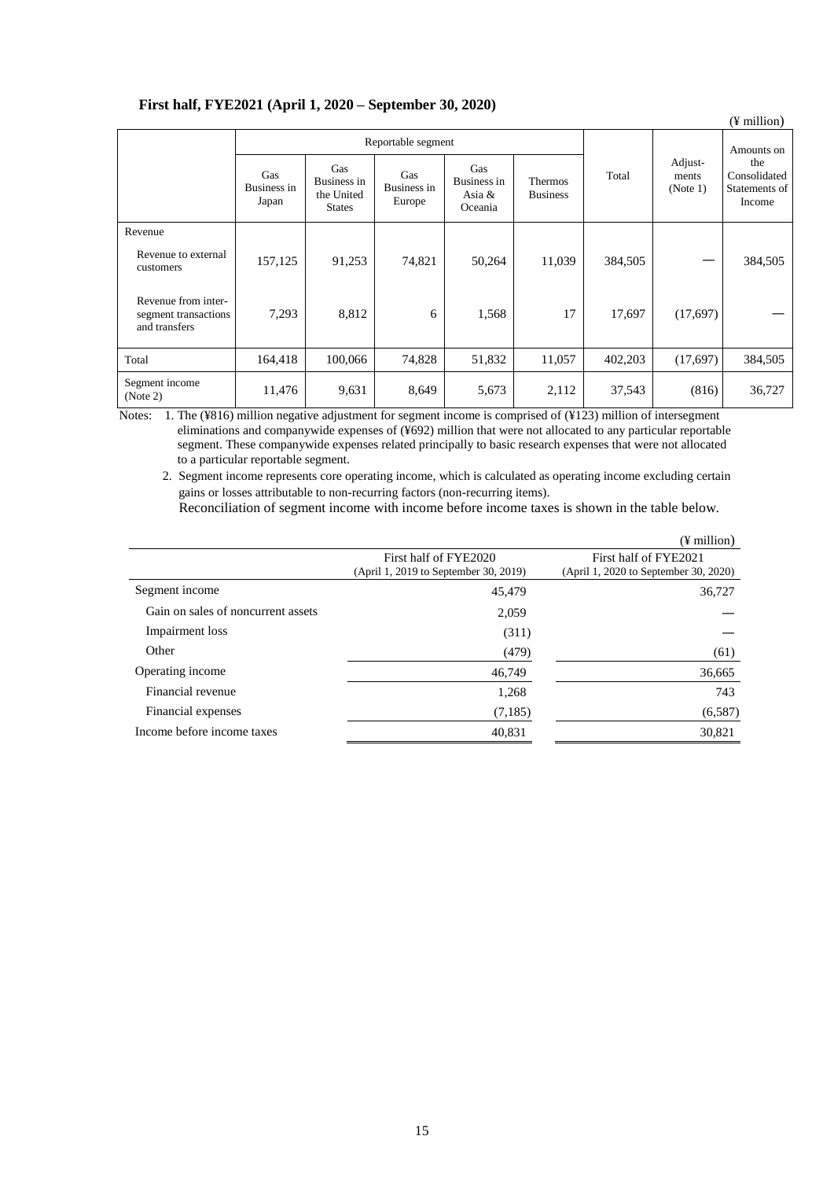**First half, FYE2021 (April 1, 2020 – September 30, 2020)**

(¥ million)

| | Reportable segment | | | | | | | |
|---|---|---|---|---|---|---|---|---|
| | Gas Business in Japan | Gas Business in the United States | Gas Business in Europe | Gas Business in Asia & Oceania | Thermos Business | Total | Adjust-ments (Note 1) | Amounts on the Consolidated Statements of Income |
| Revenue | | | | | | | | |
| Revenue to external customers | 157,125 | 91,253 | 74,821 | 50,264 | 11,039 | 384,505 | — | 384,505 |
| Revenue from inter-segment transactions and transfers | 7,293 | 8,812 | 6 | 1,568 | 17 | 17,697 | (17,697) | — |
| Total | 164,418 | 100,066 | 74,828 | 51,832 | 11,057 | 402,203 | (17,697) | 384,505 |
| Segment income (Note 2) | 11,476 | 9,631 | 8,649 | 5,673 | 2,112 | 37,543 | (816) | 36,727 |

Notes: 1. The (¥816) million negative adjustment for segment income is comprised of (¥123) million of intersegment eliminations and companywide expenses of (¥692) million that were not allocated to any particular reportable segment. These companywide expenses related principally to basic research expenses that were not allocated to a particular reportable segment.

2. Segment income represents core operating income, which is calculated as operating income excluding certain gains or losses attributable to non-recurring factors (non-recurring items).
Reconciliation of segment income with income before income taxes is shown in the table below.

(¥ million)

| | First half of FYE2020 (April 1, 2019 to September 30, 2019) | First half of FYE2021 (April 1, 2020 to September 30, 2020) |
|---|---|---|
| Segment income | 45,479 | 36,727 |
| Gain on sales of noncurrent assets | 2,059 | — |
| Impairment loss | (311) | — |
| Other | (479) | (61) |
| Operating income | 46,749 | 36,665 |
| Financial revenue | 1,268 | 743 |
| Financial expenses | (7,185) | (6,587) |
| Income before income taxes | 40,831 | 30,821 |